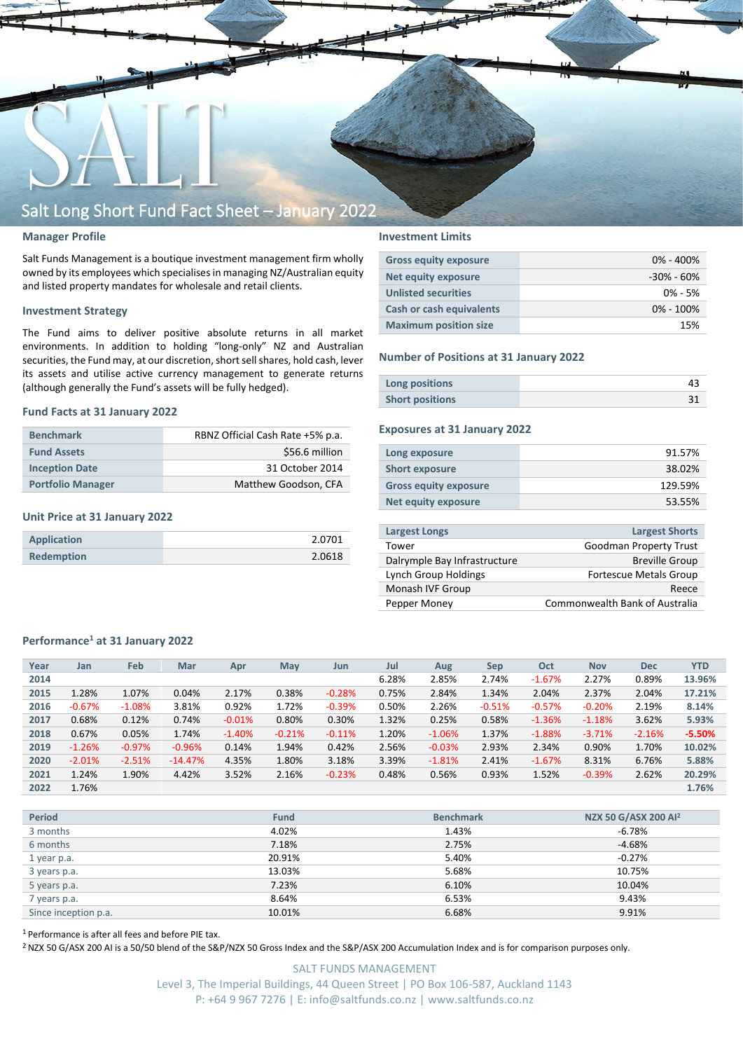# Salt Long Short Fund Fact Sheet – January 2022

## Manager Profile

Salt Funds Management is a boutique investment management firm wholly owned by its employees which specialises in managing NZ/Australian equity and listed property mandates for wholesale and retail clients.

## Investment Strategy

The Fund aims to deliver positive absolute returns in all market environments. In addition to holding "long-only" NZ and Australian securities, the Fund may, at our discretion, short sell shares, hold cash, lever its assets and utilise active currency management to generate returns (although generally the Fund's assets will be fully hedged).

## Fund Facts at 31 January 2022

| | |
|---|---|
| **Benchmark** | RBNZ Official Cash Rate +5% p.a. |
| **Fund Assets** | $56.6 million |
| **Inception Date** | 31 October 2014 |
| **Portfolio Manager** | Matthew Goodson, CFA |

## Unit Price at 31 January 2022

| | |
|---|---|
| **Application** | 2.0701 |
| **Redemption** | 2.0618 |

## Investment Limits

| | |
|---|---|
| **Gross equity exposure** | 0% - 400% |
| **Net equity exposure** | -30% - 60% |
| **Unlisted securities** | 0% - 5% |
| **Cash or cash equivalents** | 0% - 100% |
| **Maximum position size** | 15% |

## Number of Positions at 31 January 2022

| | |
|---|---|
| **Long positions** | 43 |
| **Short positions** | 31 |

## Exposures at 31 January 2022

| | |
|---|---|
| **Long exposure** | 91.57% |
| **Short exposure** | 38.02% |
| **Gross equity exposure** | 129.59% |
| **Net equity exposure** | 53.55% |

| Largest Longs | Largest Shorts |
|---|---|
| Tower | Goodman Property Trust |
| Dalrymple Bay Infrastructure | Breville Group |
| Lynch Group Holdings | Fortescue Metals Group |
| Monash IVF Group | Reece |
| Pepper Money | Commonwealth Bank of Australia |

## Performance[1] at 31 January 2022

| Year | Jan | Feb | Mar | Apr | May | Jun | Jul | Aug | Sep | Oct | Nov | Dec | YTD |
|---|---|---|---|---|---|---|---|---|---|---|---|---|---|
| 2014 | | | | | | | 6.28% | 2.85% | 2.74% | -1.67% | 2.27% | 0.89% | 13.96% |
| 2015 | 1.28% | 1.07% | 0.04% | 2.17% | 0.38% | -0.28% | 0.75% | 2.84% | 1.34% | 2.04% | 2.37% | 2.04% | 17.21% |
| 2016 | -0.67% | -1.08% | 3.81% | 0.92% | 1.72% | -0.39% | 0.50% | 2.26% | -0.51% | -0.57% | -0.20% | 2.19% | 8.14% |
| 2017 | 0.68% | 0.12% | 0.74% | -0.01% | 0.80% | 0.30% | 1.32% | 0.25% | 0.58% | -1.36% | -1.18% | 3.62% | 5.93% |
| 2018 | 0.67% | 0.05% | 1.74% | -1.40% | -0.21% | -0.11% | 1.20% | -1.06% | 1.37% | -1.88% | -3.71% | -2.16% | -5.50% |
| 2019 | -1.26% | -0.97% | -0.96% | 0.14% | 1.94% | 0.42% | 2.56% | -0.03% | 2.93% | 2.34% | 0.90% | 1.70% | 10.02% |
| 2020 | -2.01% | -2.51% | -14.47% | 4.35% | 1.80% | 3.18% | 3.39% | -1.81% | 2.41% | -1.67% | 8.31% | 6.76% | 5.88% |
| 2021 | 1.24% | 1.90% | 4.42% | 3.52% | 2.16% | -0.23% | 0.48% | 0.56% | 0.93% | 1.52% | -0.39% | 2.62% | 20.29% |
| 2022 | 1.76% | | | | | | | | | | | | 1.76% |

| Period | Fund | Benchmark | NZX 50 G/ASX 200 AI[2] |
|---|---|---|---|
| 3 months | 4.02% | 1.43% | -6.78% |
| 6 months | 7.18% | 2.75% | -4.68% |
| 1 year p.a. | 20.91% | 5.40% | -0.27% |
| 3 years p.a. | 13.03% | 5.68% | 10.75% |
| 5 years p.a. | 7.23% | 6.10% | 10.04% |
| 7 years p.a. | 8.64% | 6.53% | 9.43% |
| Since inception p.a. | 10.01% | 6.68% | 9.91% |

[1] Performance is after all fees and before PIE tax.

[2] NZX 50 G/ASX 200 AI is a 50/50 blend of the S&P/NZX 50 Gross Index and the S&P/ASX 200 Accumulation Index and is for comparison purposes only.

SALT FUNDS MANAGEMENT
Level 3, The Imperial Buildings, 44 Queen Street | PO Box 106-587, Auckland 1143
P: +64 9 967 7276 | E: info@saltfunds.co.nz | www.saltfunds.co.nz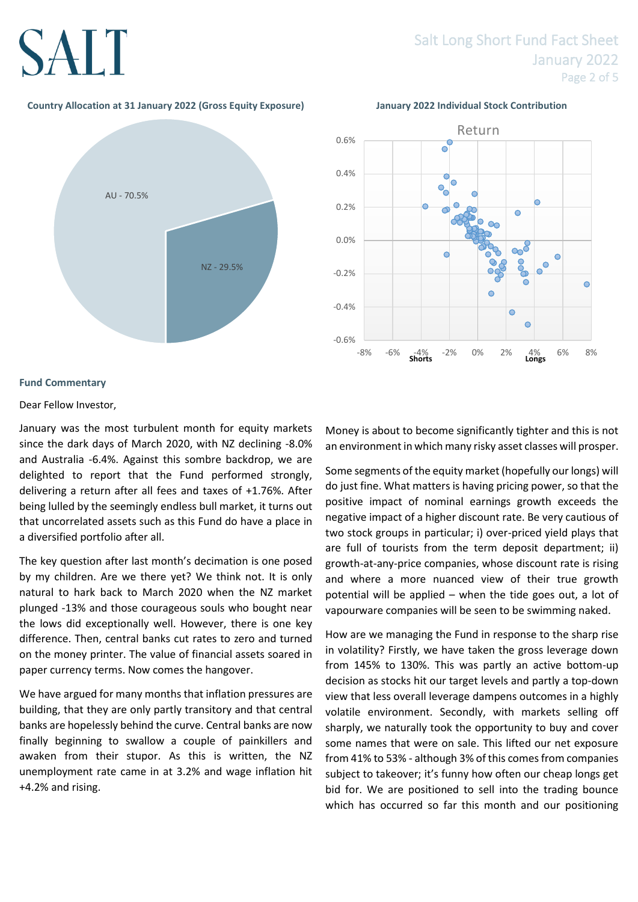**Country Allocation at 31 January 2022 (Gross Equity Exposure)**

AU - 70.5%

NZ - 29.5%

**January 2022 Individual Stock Contribution**

Return

Shorts Longs

## Fund Commentary

Dear Fellow Investor,

January was the most turbulent month for equity markets since the dark days of March 2020, with NZ declining -8.0% and Australia -6.4%. Against this sombre backdrop, we are delighted to report that the Fund performed strongly, delivering a return after all fees and taxes of +1.76%. After being lulled by the seemingly endless bull market, it turns out that uncorrelated assets such as this Fund do have a place in a diversified portfolio after all.

The key question after last month's decimation is one posed by my children. Are we there yet? We think not. It is only natural to hark back to March 2020 when the NZ market plunged -13% and those courageous souls who bought near the lows did exceptionally well. However, there is one key difference. Then, central banks cut rates to zero and turned on the money printer. The value of financial assets soared in paper currency terms. Now comes the hangover.

We have argued for many months that inflation pressures are building, that they are only partly transitory and that central banks are hopelessly behind the curve. Central banks are now finally beginning to swallow a couple of painkillers and awaken from their stupor. As this is written, the NZ unemployment rate came in at 3.2% and wage inflation hit +4.2% and rising.

Money is about to become significantly tighter and this is not an environment in which many risky asset classes will prosper.

Some segments of the equity market (hopefully our longs) will do just fine. What matters is having pricing power, so that the positive impact of nominal earnings growth exceeds the negative impact of a higher discount rate. Be very cautious of two stock groups in particular; i) over-priced yield plays that are full of tourists from the term deposit department; ii) growth-at-any-price companies, whose discount rate is rising and where a more nuanced view of their true growth potential will be applied – when the tide goes out, a lot of vapourware companies will be seen to be swimming naked.

How are we managing the Fund in response to the sharp rise in volatility? Firstly, we have taken the gross leverage down from 145% to 130%. This was partly an active bottom-up decision as stocks hit our target levels and partly a top-down view that less overall leverage dampens outcomes in a highly volatile environment. Secondly, with markets selling off sharply, we naturally took the opportunity to buy and cover some names that were on sale. This lifted our net exposure from 41% to 53% - although 3% of this comes from companies subject to takeover; it's funny how often our cheap longs get bid for. We are positioned to sell into the trading bounce which has occurred so far this month and our positioning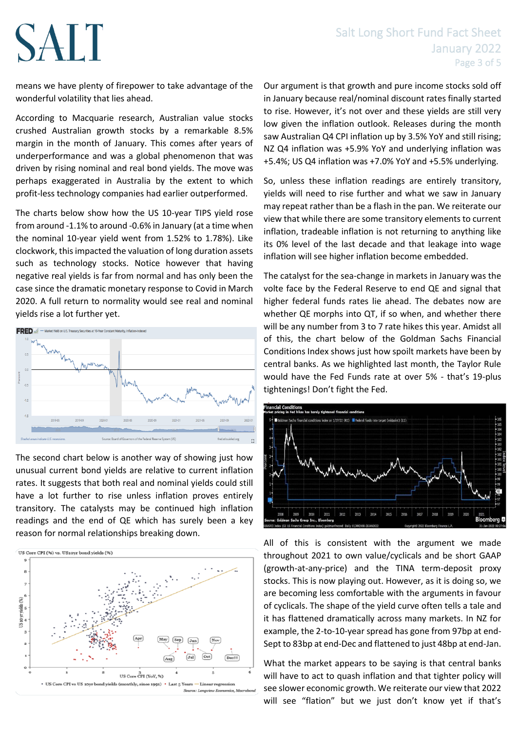means we have plenty of firepower to take advantage of the wonderful volatility that lies ahead.

According to Macquarie research, Australian value stocks crushed Australian growth stocks by a remarkable 8.5% margin in the month of January. This comes after years of underperformance and was a global phenomenon that was driven by rising nominal and real bond yields. The move was perhaps exaggerated in Australia by the extent to which profit-less technology companies had earlier outperformed.

The charts below show how the US 10-year TIPS yield rose from around -1.1% to around -0.6% in January (at a time when the nominal 10-year yield went from 1.52% to 1.78%). Like clockwork, this impacted the valuation of long duration assets such as technology stocks. Notice however that having negative real yields is far from normal and has only been the case since the dramatic monetary response to Covid in March 2020. A full return to normality would see real and nominal yields rise a lot further yet.

The second chart below is another way of showing just how unusual current bond yields are relative to current inflation rates. It suggests that both real and nominal yields could still have a lot further to rise unless inflation proves entirely transitory. The catalysts may be continued high inflation readings and the end of QE which has surely been a key reason for normal relationships breaking down.

Our argument is that growth and pure income stocks sold off in January because real/nominal discount rates finally started to rise. However, it's not over and these yields are still very low given the inflation outlook. Releases during the month saw Australian Q4 CPI inflation up by 3.5% YoY and still rising; NZ Q4 inflation was +5.9% YoY and underlying inflation was +5.4%; US Q4 inflation was +7.0% YoY and +5.5% underlying.

So, unless these inflation readings are entirely transitory, yields will need to rise further and what we saw in January may repeat rather than be a flash in the pan. We reiterate our view that while there are some transitory elements to current inflation, tradeable inflation is not returning to anything like its 0% level of the last decade and that leakage into wage inflation will see higher inflation become embedded.

The catalyst for the sea-change in markets in January was the volte face by the Federal Reserve to end QE and signal that higher federal funds rates lie ahead. The debates now are whether QE morphs into QT, if so when, and whether there will be any number from 3 to 7 rate hikes this year. Amidst all of this, the chart below of the Goldman Sachs Financial Conditions Index shows just how spoilt markets have been by central banks. As we highlighted last month, the Taylor Rule would have the Fed Funds rate at over 5% - that's 19-plus tightenings! Don't fight the Fed.

All of this is consistent with the argument we made throughout 2021 to own value/cyclicals and be short GAAP (growth-at-any-price) and the TINA term-deposit proxy stocks. This is now playing out. However, as it is doing so, we are becoming less comfortable with the arguments in favour of cyclicals. The shape of the yield curve often tells a tale and it has flattened dramatically across many markets. In NZ for example, the 2-to-10-year spread has gone from 97bp at end-Sept to 83bp at end-Dec and flattened to just 48bp at end-Jan.

What the market appears to be saying is that central banks will have to act to quash inflation and that tighter policy will see slower economic growth. We reiterate our view that 2022 will see "flation" but we just don't know yet if that's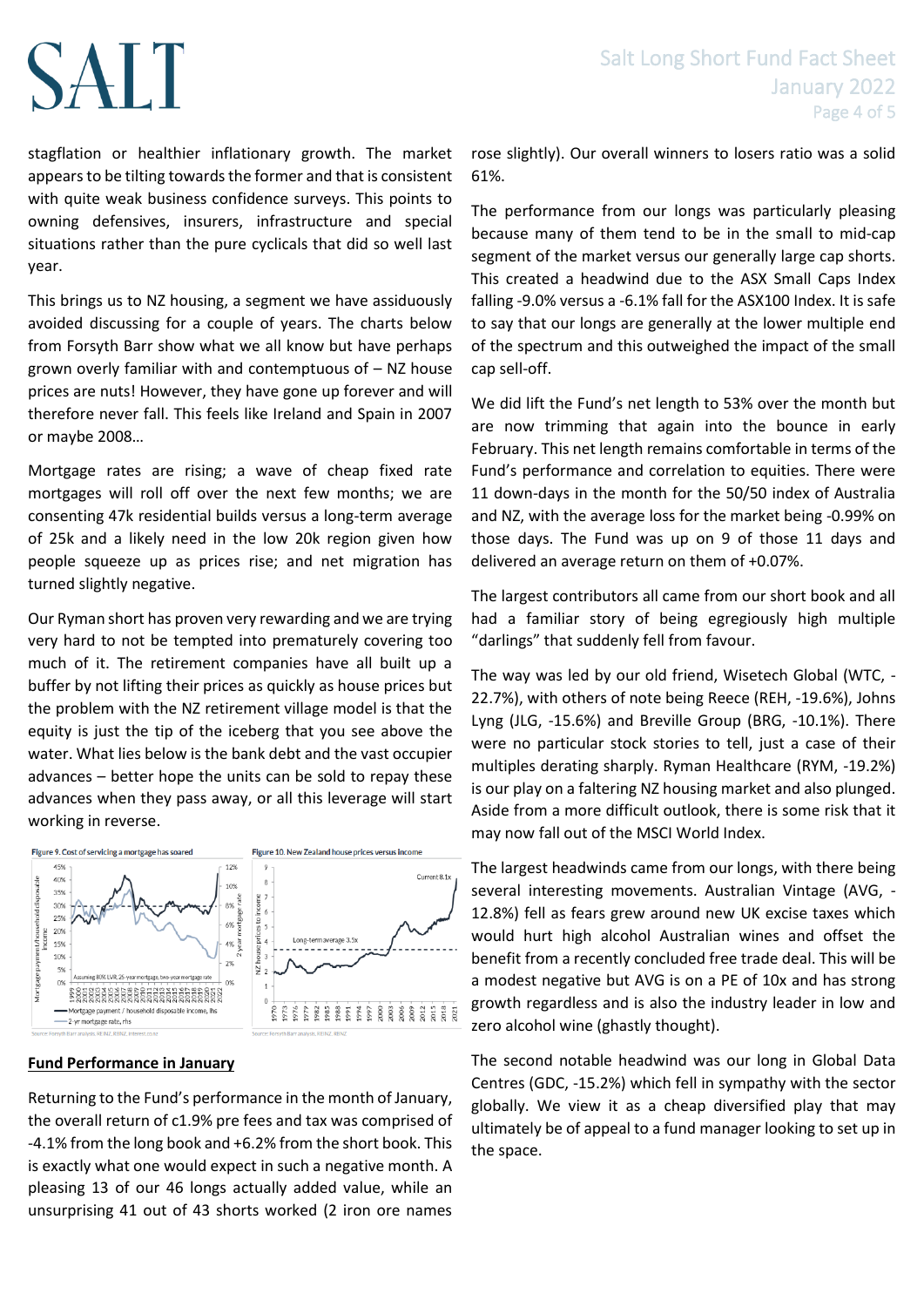stagflation or healthier inflationary growth. The market appears to be tilting towards the former and that is consistent with quite weak business confidence surveys. This points to owning defensives, insurers, infrastructure and special situations rather than the pure cyclicals that did so well last year.

This brings us to NZ housing, a segment we have assiduously avoided discussing for a couple of years. The charts below from Forsyth Barr show what we all know but have perhaps grown overly familiar with and contemptuous of – NZ house prices are nuts! However, they have gone up forever and will therefore never fall. This feels like Ireland and Spain in 2007 or maybe 2008…

Mortgage rates are rising; a wave of cheap fixed rate mortgages will roll off over the next few months; we are consenting 47k residential builds versus a long-term average of 25k and a likely need in the low 20k region given how people squeeze up as prices rise; and net migration has turned slightly negative.

Our Ryman short has proven very rewarding and we are trying very hard to not be tempted into prematurely covering too much of it. The retirement companies have all built up a buffer by not lifting their prices as quickly as house prices but the problem with the NZ retirement village model is that the equity is just the tip of the iceberg that you see above the water. What lies below is the bank debt and the vast occupier advances – better hope the units can be sold to repay these advances when they pass away, or all this leverage will start working in reverse.

Figure 9. Cost of servicing a mortgage has soared

Source: Forsyth Barr analysis, REINZ, RBNZ, interest.co.nz

Figure 10. New Zealand house prices versus income

Source: Forsyth Barr analysis, REINZ, RBNZ

## Fund Performance in January

Returning to the Fund's performance in the month of January, the overall return of c1.9% pre fees and tax was comprised of -4.1% from the long book and +6.2% from the short book. This is exactly what one would expect in such a negative month. A pleasing 13 of our 46 longs actually added value, while an unsurprising 41 out of 43 shorts worked (2 iron ore names rose slightly). Our overall winners to losers ratio was a solid 61%.

The performance from our longs was particularly pleasing because many of them tend to be in the small to mid-cap segment of the market versus our generally large cap shorts. This created a headwind due to the ASX Small Caps Index falling -9.0% versus a -6.1% fall for the ASX100 Index. It is safe to say that our longs are generally at the lower multiple end of the spectrum and this outweighed the impact of the small cap sell-off.

We did lift the Fund's net length to 53% over the month but are now trimming that again into the bounce in early February. This net length remains comfortable in terms of the Fund's performance and correlation to equities. There were 11 down-days in the month for the 50/50 index of Australia and NZ, with the average loss for the market being -0.99% on those days. The Fund was up on 9 of those 11 days and delivered an average return on them of +0.07%.

The largest contributors all came from our short book and all had a familiar story of being egregiously high multiple "darlings" that suddenly fell from favour.

The way was led by our old friend, Wisetech Global (WTC, -22.7%), with others of note being Reece (REH, -19.6%), Johns Lyng (JLG, -15.6%) and Breville Group (BRG, -10.1%). There were no particular stock stories to tell, just a case of their multiples derating sharply. Ryman Healthcare (RYM, -19.2%) is our play on a faltering NZ housing market and also plunged. Aside from a more difficult outlook, there is some risk that it may now fall out of the MSCI World Index.

The largest headwinds came from our longs, with there being several interesting movements. Australian Vintage (AVG, -12.8%) fell as fears grew around new UK excise taxes which would hurt high alcohol Australian wines and offset the benefit from a recently concluded free trade deal. This will be a modest negative but AVG is on a PE of 10x and has strong growth regardless and is also the industry leader in low and zero alcohol wine (ghastly thought).

The second notable headwind was our long in Global Data Centres (GDC, -15.2%) which fell in sympathy with the sector globally. We view it as a cheap diversified play that may ultimately be of appeal to a fund manager looking to set up in the space.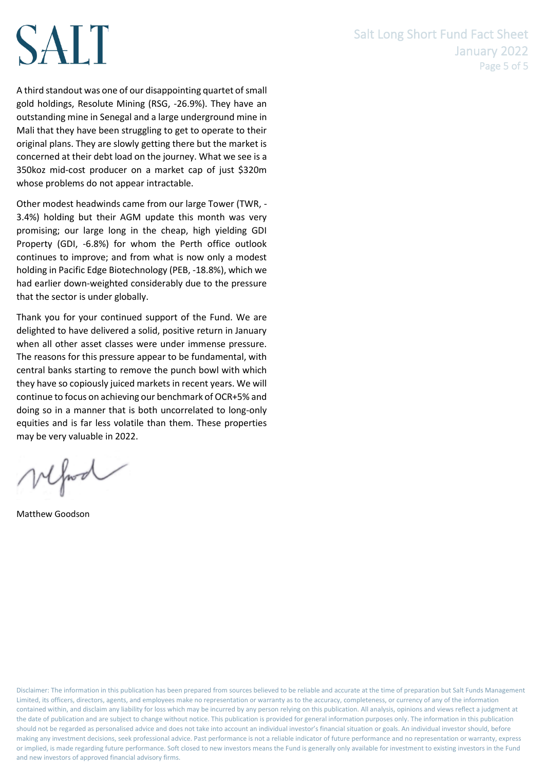A third standout was one of our disappointing quartet of small gold holdings, Resolute Mining (RSG, -26.9%). They have an outstanding mine in Senegal and a large underground mine in Mali that they have been struggling to get to operate to their original plans. They are slowly getting there but the market is concerned at their debt load on the journey. What we see is a 350koz mid-cost producer on a market cap of just $320m whose problems do not appear intractable.

Other modest headwinds came from our large Tower (TWR, -3.4%) holding but their AGM update this month was very promising; our large long in the cheap, high yielding GDI Property (GDI, -6.8%) for whom the Perth office outlook continues to improve; and from what is now only a modest holding in Pacific Edge Biotechnology (PEB, -18.8%), which we had earlier down-weighted considerably due to the pressure that the sector is under globally.

Thank you for your continued support of the Fund. We are delighted to have delivered a solid, positive return in January when all other asset classes were under immense pressure. The reasons for this pressure appear to be fundamental, with central banks starting to remove the punch bowl with which they have so copiously juiced markets in recent years. We will continue to focus on achieving our benchmark of OCR+5% and doing so in a manner that is both uncorrelated to long-only equities and is far less volatile than them. These properties may be very valuable in 2022.

Matthew Goodson

Disclaimer: The information in this publication has been prepared from sources believed to be reliable and accurate at the time of preparation but Salt Funds Management Limited, its officers, directors, agents, and employees make no representation or warranty as to the accuracy, completeness, or currency of any of the information contained within, and disclaim any liability for loss which may be incurred by any person relying on this publication. All analysis, opinions and views reflect a judgment at the date of publication and are subject to change without notice. This publication is provided for general information purposes only. The information in this publication should not be regarded as personalised advice and does not take into account an individual investor's financial situation or goals. An individual investor should, before making any investment decisions, seek professional advice. Past performance is not a reliable indicator of future performance and no representation or warranty, express or implied, is made regarding future performance. Soft closed to new investors means the Fund is generally only available for investment to existing investors in the Fund and new investors of approved financial advisory firms.